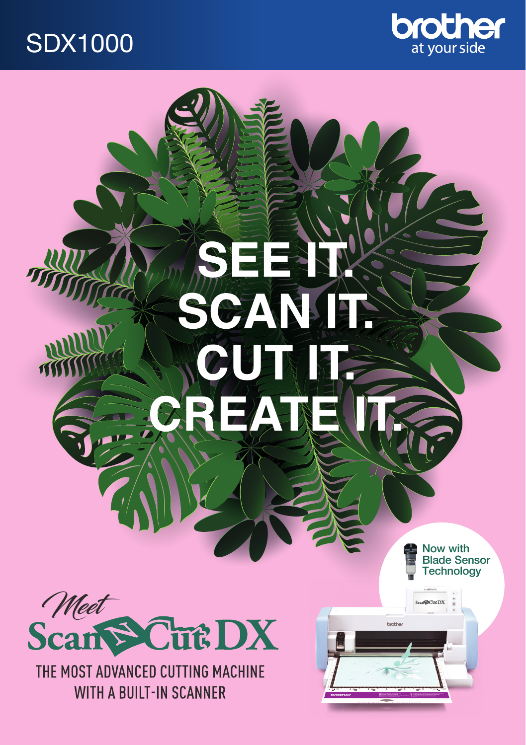SDX1000

brother
at your side

# SEE IT.
# SCAN IT.
# CUT IT.
# CREATE IT.

Now with Blade Sensor Technology

*Meet*

## ScanNCut DX

THE MOST ADVANCED CUTTING MACHINE WITH A BUILT-IN SCANNER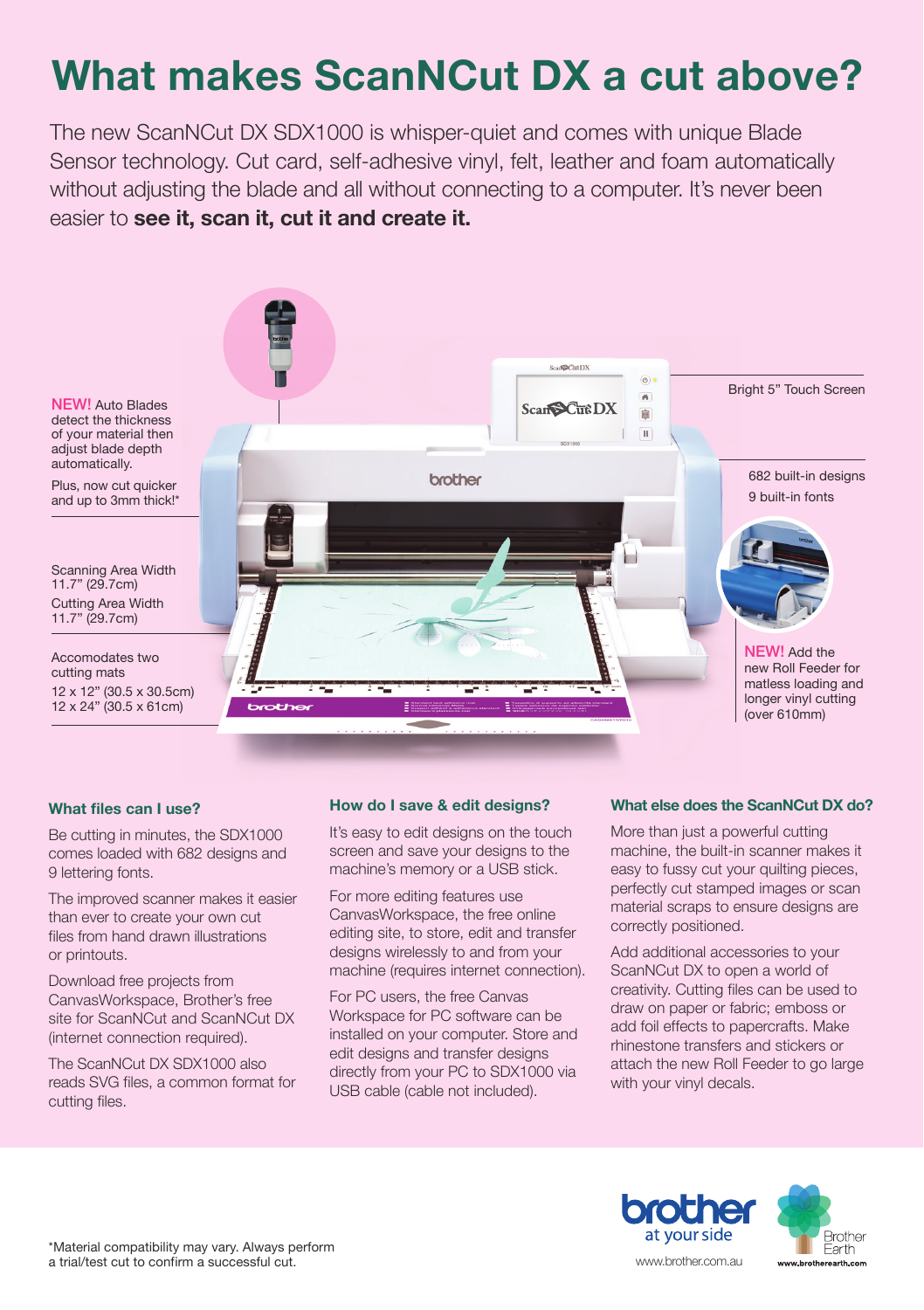# What makes ScanNCut DX a cut above?

The new ScanNCut DX SDX1000 is whisper-quiet and comes with unique Blade Sensor technology. Cut card, self-adhesive vinyl, felt, leather and foam automatically without adjusting the blade and all without connecting to a computer. It's never been easier to **see it, scan it, cut it and create it.**

NEW! Auto Blades detect the thickness of your material then adjust blade depth automatically.

Plus, now cut quicker and up to 3mm thick!*

Scanning Area Width 11.7" (29.7cm)

Cutting Area Width 11.7" (29.7cm)

Accomodates two cutting mats

12 x 12" (30.5 x 30.5cm)
12 x 24" (30.5 x 61cm)

Bright 5" Touch Screen

682 built-in designs
9 built-in fonts

NEW! Add the new Roll Feeder for matless loading and longer vinyl cutting (over 610mm)

### What files can I use?

Be cutting in minutes, the SDX1000 comes loaded with 682 designs and 9 lettering fonts.

The improved scanner makes it easier than ever to create your own cut files from hand drawn illustrations or printouts.

Download free projects from CanvasWorkspace, Brother's free site for ScanNCut and ScanNCut DX (internet connection required).

The ScanNCut DX SDX1000 also reads SVG files, a common format for cutting files.

### How do I save & edit designs?

It's easy to edit designs on the touch screen and save your designs to the machine's memory or a USB stick.

For more editing features use CanvasWorkspace, the free online editing site, to store, edit and transfer designs wirelessly to and from your machine (requires internet connection).

For PC users, the free Canvas Workspace for PC software can be installed on your computer. Store and edit designs and transfer designs directly from your PC to SDX1000 via USB cable (cable not included).

### What else does the ScanNCut DX do?

More than just a powerful cutting machine, the built-in scanner makes it easy to fussy cut your quilting pieces, perfectly cut stamped images or scan material scraps to ensure designs are correctly positioned.

Add additional accessories to your ScanNCut DX to open a world of creativity. Cutting files can be used to draw on paper or fabric; emboss or add foil effects to papercrafts. Make rhinestone transfers and stickers or attach the new Roll Feeder to go large with your vinyl decals.

*Material compatibility may vary. Always perform a trial/test cut to confirm a successful cut.

brother at your side
www.brother.com.au

Brother Earth
www.brotherearth.com